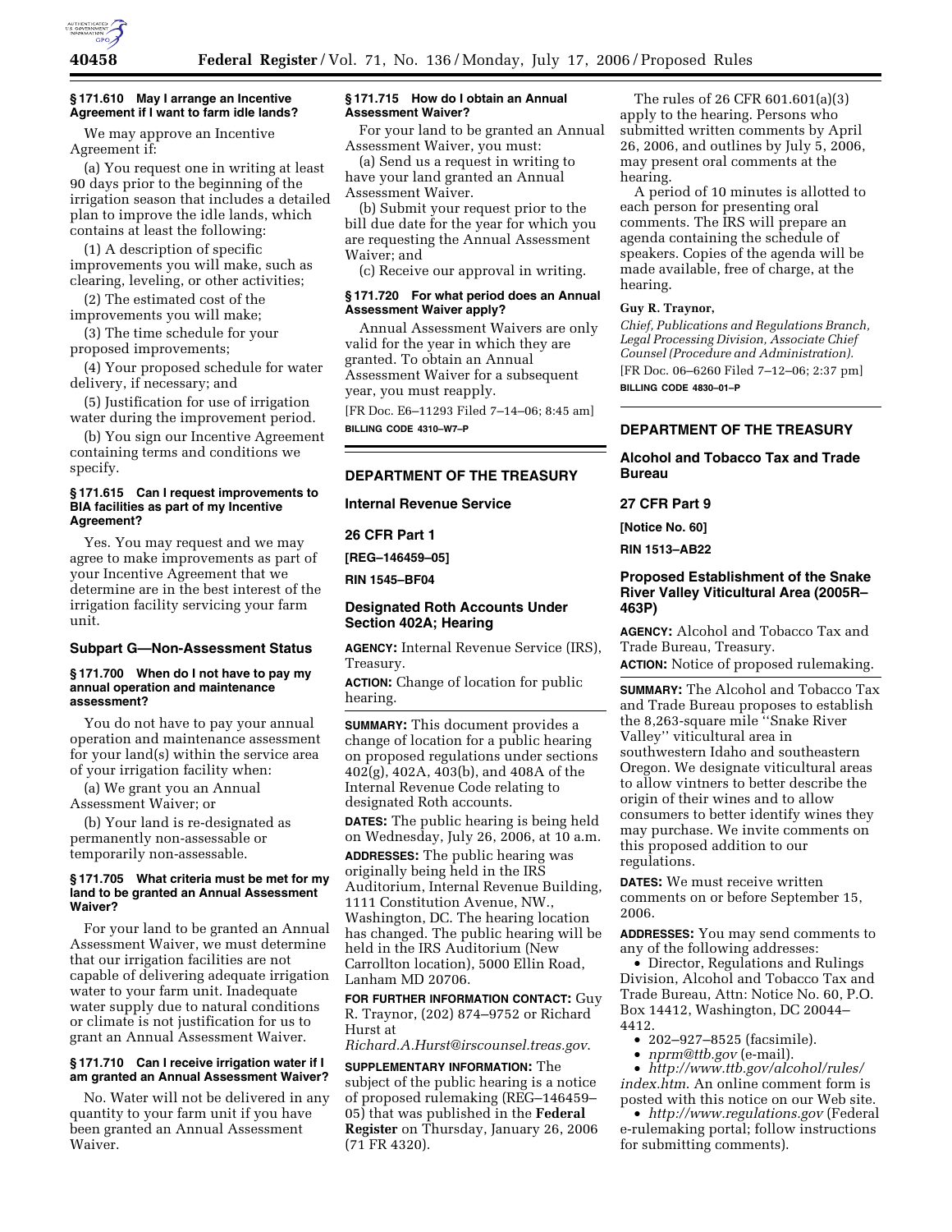### § 171.610 May I arrange an Incentive Agreement if I want to farm idle lands?

We may approve an Incentive Agreement if:

(a) You request one in writing at least 90 days prior to the beginning of the irrigation season that includes a detailed plan to improve the idle lands, which contains at least the following:

(1) A description of specific improvements you will make, such as clearing, leveling, or other activities;

(2) The estimated cost of the improvements you will make;

(3) The time schedule for your proposed improvements;

(4) Your proposed schedule for water delivery, if necessary; and

(5) Justification for use of irrigation water during the improvement period.

(b) You sign our Incentive Agreement containing terms and conditions we specify.

### § 171.615 Can I request improvements to BIA facilities as part of my Incentive Agreement?

Yes. You may request and we may agree to make improvements as part of your Incentive Agreement that we determine are in the best interest of the irrigation facility servicing your farm unit.

## Subpart G—Non-Assessment Status

### § 171.700 When do I not have to pay my annual operation and maintenance assessment?

You do not have to pay your annual operation and maintenance assessment for your land(s) within the service area of your irrigation facility when:

(a) We grant you an Annual Assessment Waiver; or

(b) Your land is re-designated as permanently non-assessable or temporarily non-assessable.

### § 171.705 What criteria must be met for my land to be granted an Annual Assessment Waiver?

For your land to be granted an Annual Assessment Waiver, we must determine that our irrigation facilities are not capable of delivering adequate irrigation water to your farm unit. Inadequate water supply due to natural conditions or climate is not justification for us to grant an Annual Assessment Waiver.

### § 171.710 Can I receive irrigation water if I am granted an Annual Assessment Waiver?

No. Water will not be delivered in any quantity to your farm unit if you have been granted an Annual Assessment Waiver.

### § 171.715 How do I obtain an Annual Assessment Waiver?

For your land to be granted an Annual Assessment Waiver, you must:

(a) Send us a request in writing to have your land granted an Annual Assessment Waiver.

(b) Submit your request prior to the bill due date for the year for which you are requesting the Annual Assessment Waiver; and

(c) Receive our approval in writing.

### § 171.720 For what period does an Annual Assessment Waiver apply?

Annual Assessment Waivers are only valid for the year in which they are granted. To obtain an Annual Assessment Waiver for a subsequent year, you must reapply.

[FR Doc. E6–11293 Filed 7–14–06; 8:45 am]

**BILLING CODE 4310–W7–P**

---

## DEPARTMENT OF THE TREASURY

### Internal Revenue Service

### 26 CFR Part 1

**[REG–146459–05]**

**RIN 1545–BF04**

### Designated Roth Accounts Under Section 402A; Hearing

**AGENCY:** Internal Revenue Service (IRS), Treasury.

**ACTION:** Change of location for public hearing.

**SUMMARY:** This document provides a change of location for a public hearing on proposed regulations under sections 402(g), 402A, 403(b), and 408A of the Internal Revenue Code relating to designated Roth accounts.

**DATES:** The public hearing is being held on Wednesday, July 26, 2006, at 10 a.m.

**ADDRESSES:** The public hearing was originally being held in the IRS Auditorium, Internal Revenue Building, 1111 Constitution Avenue, NW., Washington, DC. The hearing location has changed. The public hearing will be held in the IRS Auditorium (New Carrollton location), 5000 Ellin Road, Lanham MD 20706.

**FOR FURTHER INFORMATION CONTACT:** Guy R. Traynor, (202) 874–9752 or Richard Hurst at *Richard.A.Hurst@irscounsel.treas.gov*.

**SUPPLEMENTARY INFORMATION:** The subject of the public hearing is a notice of proposed rulemaking (REG–146459–05) that was published in the **Federal Register** on Thursday, January 26, 2006 (71 FR 4320).

The rules of 26 CFR 601.601(a)(3) apply to the hearing. Persons who submitted written comments by April 26, 2006, and outlines by July 5, 2006, may present oral comments at the hearing.

A period of 10 minutes is allotted to each person for presenting oral comments. The IRS will prepare an agenda containing the schedule of speakers. Copies of the agenda will be made available, free of charge, at the hearing.

**Guy R. Traynor,**

*Chief, Publications and Regulations Branch, Legal Processing Division, Associate Chief Counsel (Procedure and Administration).*

[FR Doc. 06–6260 Filed 7–12–06; 2:37 pm]

**BILLING CODE 4830–01–P**

---

## DEPARTMENT OF THE TREASURY

### Alcohol and Tobacco Tax and Trade Bureau

### 27 CFR Part 9

**[Notice No. 60]**

**RIN 1513–AB22**

### Proposed Establishment of the Snake River Valley Viticultural Area (2005R–463P)

**AGENCY:** Alcohol and Tobacco Tax and Trade Bureau, Treasury.

**ACTION:** Notice of proposed rulemaking.

**SUMMARY:** The Alcohol and Tobacco Tax and Trade Bureau proposes to establish the 8,263-square mile ''Snake River Valley'' viticultural area in southwestern Idaho and southeastern Oregon. We designate viticultural areas to allow vintners to better describe the origin of their wines and to allow consumers to better identify wines they may purchase. We invite comments on this proposed addition to our regulations.

**DATES:** We must receive written comments on or before September 15, 2006.

**ADDRESSES:** You may send comments to any of the following addresses:

- Director, Regulations and Rulings Division, Alcohol and Tobacco Tax and Trade Bureau, Attn: Notice No. 60, P.O. Box 14412, Washington, DC 20044–4412.
- 202–927–8525 (facsimile).
- *nprm@ttb.gov* (e-mail).
- *http://www.ttb.gov/alcohol/rules/index.htm*. An online comment form is posted with this notice on our Web site.
- *http://www.regulations.gov* (Federal e-rulemaking portal; follow instructions for submitting comments).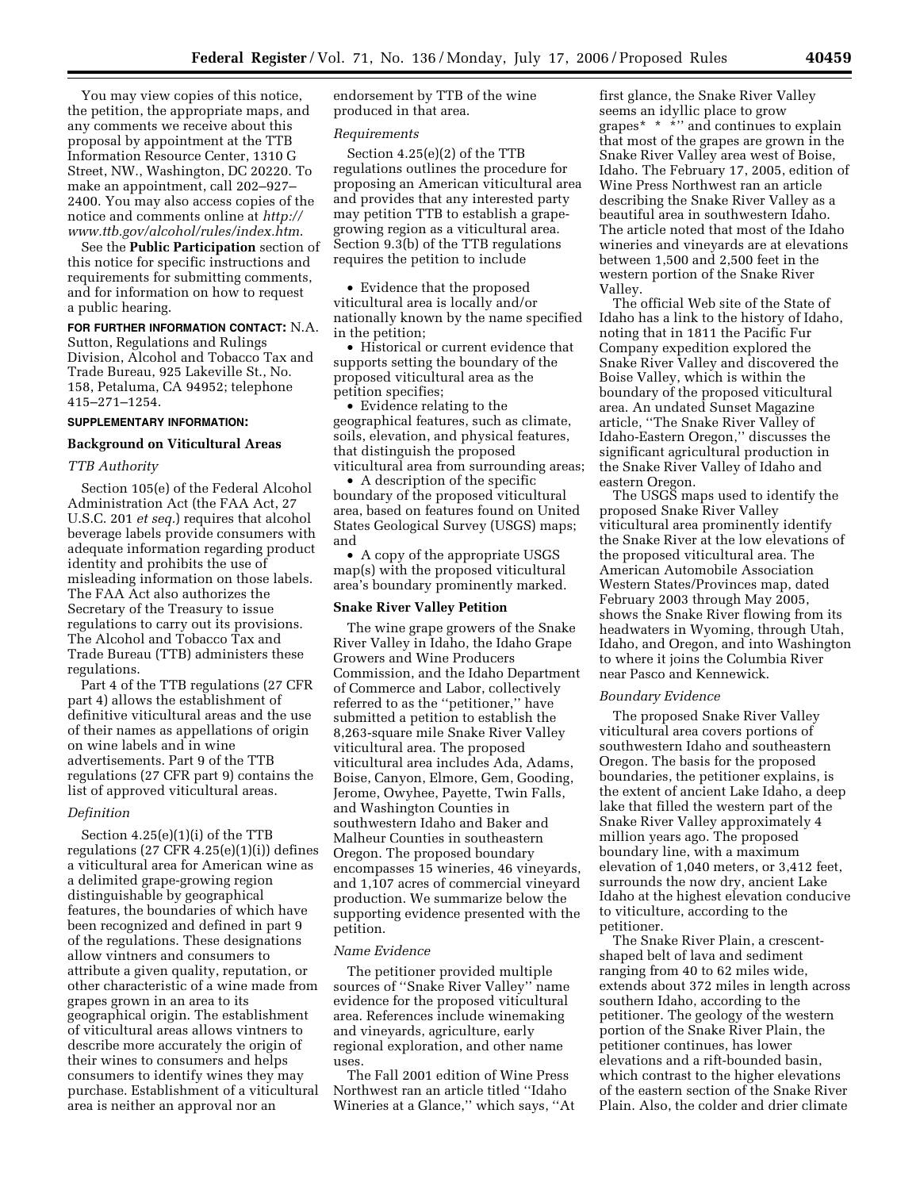You may view copies of this notice, the petition, the appropriate maps, and any comments we receive about this proposal by appointment at the TTB Information Resource Center, 1310 G Street, NW., Washington, DC 20220. To make an appointment, call 202–927–2400. You may also access copies of the notice and comments online at *http://www.ttb.gov/alcohol/rules/index.htm*.

See the **Public Participation** section of this notice for specific instructions and requirements for submitting comments, and for information on how to request a public hearing.

**FOR FURTHER INFORMATION CONTACT:** N.A. Sutton, Regulations and Rulings Division, Alcohol and Tobacco Tax and Trade Bureau, 925 Lakeville St., No. 158, Petaluma, CA 94952; telephone 415–271–1254.

**SUPPLEMENTARY INFORMATION:**

## Background on Viticultural Areas

### *TTB Authority*

Section 105(e) of the Federal Alcohol Administration Act (the FAA Act, 27 U.S.C. 201 *et seq.*) requires that alcohol beverage labels provide consumers with adequate information regarding product identity and prohibits the use of misleading information on those labels. The FAA Act also authorizes the Secretary of the Treasury to issue regulations to carry out its provisions. The Alcohol and Tobacco Tax and Trade Bureau (TTB) administers these regulations.

Part 4 of the TTB regulations (27 CFR part 4) allows the establishment of definitive viticultural areas and the use of their names as appellations of origin on wine labels and in wine advertisements. Part 9 of the TTB regulations (27 CFR part 9) contains the list of approved viticultural areas.

### *Definition*

Section 4.25(e)(1)(i) of the TTB regulations (27 CFR 4.25(e)(1)(i)) defines a viticultural area for American wine as a delimited grape-growing region distinguishable by geographical features, the boundaries of which have been recognized and defined in part 9 of the regulations. These designations allow vintners and consumers to attribute a given quality, reputation, or other characteristic of a wine made from grapes grown in an area to its geographical origin. The establishment of viticultural areas allows vintners to describe more accurately the origin of their wines to consumers and helps consumers to identify wines they may purchase. Establishment of a viticultural area is neither an approval nor an endorsement by TTB of the wine produced in that area.

### *Requirements*

Section 4.25(e)(2) of the TTB regulations outlines the procedure for proposing an American viticultural area and provides that any interested party may petition TTB to establish a grape-growing region as a viticultural area. Section 9.3(b) of the TTB regulations requires the petition to include

- Evidence that the proposed viticultural area is locally and/or nationally known by the name specified in the petition;
- Historical or current evidence that supports setting the boundary of the proposed viticultural area as the petition specifies;
- Evidence relating to the geographical features, such as climate, soils, elevation, and physical features, that distinguish the proposed viticultural area from surrounding areas;
- A description of the specific boundary of the proposed viticultural area, based on features found on United States Geological Survey (USGS) maps; and
- A copy of the appropriate USGS map(s) with the proposed viticultural area's boundary prominently marked.

## Snake River Valley Petition

The wine grape growers of the Snake River Valley in Idaho, the Idaho Grape Growers and Wine Producers Commission, and the Idaho Department of Commerce and Labor, collectively referred to as the "petitioner," have submitted a petition to establish the 8,263-square mile Snake River Valley viticultural area. The proposed viticultural area includes Ada, Adams, Boise, Canyon, Elmore, Gem, Gooding, Jerome, Owyhee, Payette, Twin Falls, and Washington Counties in southwestern Idaho and Baker and Malheur Counties in southeastern Oregon. The proposed boundary encompasses 15 wineries, 46 vineyards, and 1,107 acres of commercial vineyard production. We summarize below the supporting evidence presented with the petition.

### *Name Evidence*

The petitioner provided multiple sources of "Snake River Valley" name evidence for the proposed viticultural area. References include winemaking and vineyards, agriculture, early regional exploration, and other name uses.

The Fall 2001 edition of Wine Press Northwest ran an article titled "Idaho Wineries at a Glance," which says, "At first glance, the Snake River Valley seems an idyllic place to grow grapes* * *" and continues to explain that most of the grapes are grown in the Snake River Valley area west of Boise, Idaho. The February 17, 2005, edition of Wine Press Northwest ran an article describing the Snake River Valley as a beautiful area in southwestern Idaho. The article noted that most of the Idaho wineries and vineyards are at elevations between 1,500 and 2,500 feet in the western portion of the Snake River Valley.

The official Web site of the State of Idaho has a link to the history of Idaho, noting that in 1811 the Pacific Fur Company expedition explored the Snake River Valley and discovered the Boise Valley, which is within the boundary of the proposed viticultural area. An undated Sunset Magazine article, "The Snake River Valley of Idaho-Eastern Oregon," discusses the significant agricultural production in the Snake River Valley of Idaho and eastern Oregon.

The USGS maps used to identify the proposed Snake River Valley viticultural area prominently identify the Snake River at the low elevations of the proposed viticultural area. The American Automobile Association Western States/Provinces map, dated February 2003 through May 2005, shows the Snake River flowing from its headwaters in Wyoming, through Utah, Idaho, and Oregon, and into Washington to where it joins the Columbia River near Pasco and Kennewick.

### *Boundary Evidence*

The proposed Snake River Valley viticultural area covers portions of southwestern Idaho and southeastern Oregon. The basis for the proposed boundaries, the petitioner explains, is the extent of ancient Lake Idaho, a deep lake that filled the western part of the Snake River Valley approximately 4 million years ago. The proposed boundary line, with a maximum elevation of 1,040 meters, or 3,412 feet, surrounds the now dry, ancient Lake Idaho at the highest elevation conducive to viticulture, according to the petitioner.

The Snake River Plain, a crescent-shaped belt of lava and sediment ranging from 40 to 62 miles wide, extends about 372 miles in length across southern Idaho, according to the petitioner. The geology of the western portion of the Snake River Plain, the petitioner continues, has lower elevations and a rift-bounded basin, which contrast to the higher elevations of the eastern section of the Snake River Plain. Also, the colder and drier climate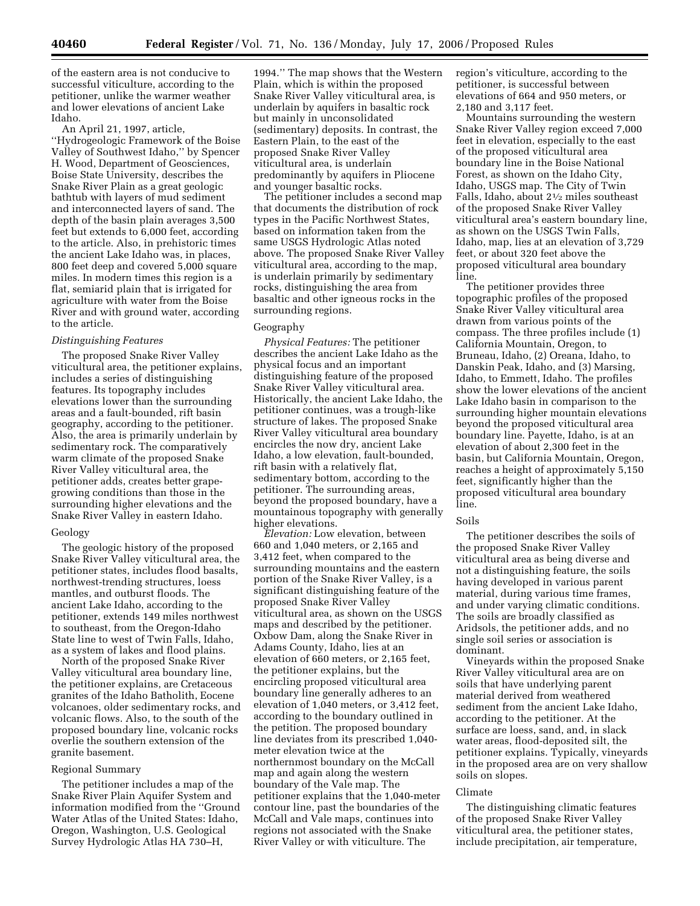of the eastern area is not conducive to successful viticulture, according to the petitioner, unlike the warmer weather and lower elevations of ancient Lake Idaho.

An April 21, 1997, article, ''Hydrogeologic Framework of the Boise Valley of Southwest Idaho,'' by Spencer H. Wood, Department of Geosciences, Boise State University, describes the Snake River Plain as a great geologic bathtub with layers of mud sediment and interconnected layers of sand. The depth of the basin plain averages 3,500 feet but extends to 6,000 feet, according to the article. Also, in prehistoric times the ancient Lake Idaho was, in places, 800 feet deep and covered 5,000 square miles. In modern times this region is a flat, semiarid plain that is irrigated for agriculture with water from the Boise River and with ground water, according to the article.

*Distinguishing Features*

The proposed Snake River Valley viticultural area, the petitioner explains, includes a series of distinguishing features. Its topography includes elevations lower than the surrounding areas and a fault-bounded, rift basin geography, according to the petitioner. Also, the area is primarily underlain by sedimentary rock. The comparatively warm climate of the proposed Snake River Valley viticultural area, the petitioner adds, creates better grape-growing conditions than those in the surrounding higher elevations and the Snake River Valley in eastern Idaho.

Geology

The geologic history of the proposed Snake River Valley viticultural area, the petitioner states, includes flood basalts, northwest-trending structures, loess mantles, and outburst floods. The ancient Lake Idaho, according to the petitioner, extends 149 miles northwest to southeast, from the Oregon-Idaho State line to west of Twin Falls, Idaho, as a system of lakes and flood plains.

North of the proposed Snake River Valley viticultural area boundary line, the petitioner explains, are Cretaceous granites of the Idaho Batholith, Eocene volcanoes, older sedimentary rocks, and volcanic flows. Also, to the south of the proposed boundary line, volcanic rocks overlie the southern extension of the granite basement.

Regional Summary

The petitioner includes a map of the Snake River Plain Aquifer System and information modified from the ''Ground Water Atlas of the United States: Idaho, Oregon, Washington, U.S. Geological Survey Hydrologic Atlas HA 730–H, 1994.'' The map shows that the Western Plain, which is within the proposed Snake River Valley viticultural area, is underlain by aquifers in basaltic rock but mainly in unconsolidated (sedimentary) deposits. In contrast, the Eastern Plain, to the east of the proposed Snake River Valley viticultural area, is underlain predominantly by aquifers in Pliocene and younger basaltic rocks.

The petitioner includes a second map that documents the distribution of rock types in the Pacific Northwest States, based on information taken from the same USGS Hydrologic Atlas noted above. The proposed Snake River Valley viticultural area, according to the map, is underlain primarily by sedimentary rocks, distinguishing the area from basaltic and other igneous rocks in the surrounding regions.

Geography

*Physical Features:* The petitioner describes the ancient Lake Idaho as the physical focus and an important distinguishing feature of the proposed Snake River Valley viticultural area. Historically, the ancient Lake Idaho, the petitioner continues, was a trough-like structure of lakes. The proposed Snake River Valley viticultural area boundary encircles the now dry, ancient Lake Idaho, a low elevation, fault-bounded, rift basin with a relatively flat, sedimentary bottom, according to the petitioner. The surrounding areas, beyond the proposed boundary, have a mountainous topography with generally higher elevations.

*Elevation:* Low elevation, between 660 and 1,040 meters, or 2,165 and 3,412 feet, when compared to the surrounding mountains and the eastern portion of the Snake River Valley, is a significant distinguishing feature of the proposed Snake River Valley viticultural area, as shown on the USGS maps and described by the petitioner. Oxbow Dam, along the Snake River in Adams County, Idaho, lies at an elevation of 660 meters, or 2,165 feet, the petitioner explains, but the encircling proposed viticultural area boundary line generally adheres to an elevation of 1,040 meters, or 3,412 feet, according to the boundary outlined in the petition. The proposed boundary line deviates from its prescribed 1,040-meter elevation twice at the northernmost boundary on the McCall map and again along the western boundary of the Vale map. The petitioner explains that the 1,040-meter contour line, past the boundaries of the McCall and Vale maps, continues into regions not associated with the Snake River Valley or with viticulture. The region's viticulture, according to the petitioner, is successful between elevations of 664 and 950 meters, or 2,180 and 3,117 feet.

Mountains surrounding the western Snake River Valley region exceed 7,000 feet in elevation, especially to the east of the proposed viticultural area boundary line in the Boise National Forest, as shown on the Idaho City, Idaho, USGS map. The City of Twin Falls, Idaho, about 2½ miles southeast of the proposed Snake River Valley viticultural area's eastern boundary line, as shown on the USGS Twin Falls, Idaho, map, lies at an elevation of 3,729 feet, or about 320 feet above the proposed viticultural area boundary line.

The petitioner provides three topographic profiles of the proposed Snake River Valley viticultural area drawn from various points of the compass. The three profiles include (1) California Mountain, Oregon, to Bruneau, Idaho, (2) Oreana, Idaho, to Danskin Peak, Idaho, and (3) Marsing, Idaho, to Emmett, Idaho. The profiles show the lower elevations of the ancient Lake Idaho basin in comparison to the surrounding higher mountain elevations beyond the proposed viticultural area boundary line. Payette, Idaho, is at an elevation of about 2,300 feet in the basin, but California Mountain, Oregon, reaches a height of approximately 5,150 feet, significantly higher than the proposed viticultural area boundary line.

Soils

The petitioner describes the soils of the proposed Snake River Valley viticultural area as being diverse and not a distinguishing feature, the soils having developed in various parent material, during various time frames, and under varying climatic conditions. The soils are broadly classified as Aridsols, the petitioner adds, and no single soil series or association is dominant.

Vineyards within the proposed Snake River Valley viticultural area are on soils that have underlying parent material derived from weathered sediment from the ancient Lake Idaho, according to the petitioner. At the surface are loess, sand, and, in slack water areas, flood-deposited silt, the petitioner explains. Typically, vineyards in the proposed area are on very shallow soils on slopes.

Climate

The distinguishing climatic features of the proposed Snake River Valley viticultural area, the petitioner states, include precipitation, air temperature,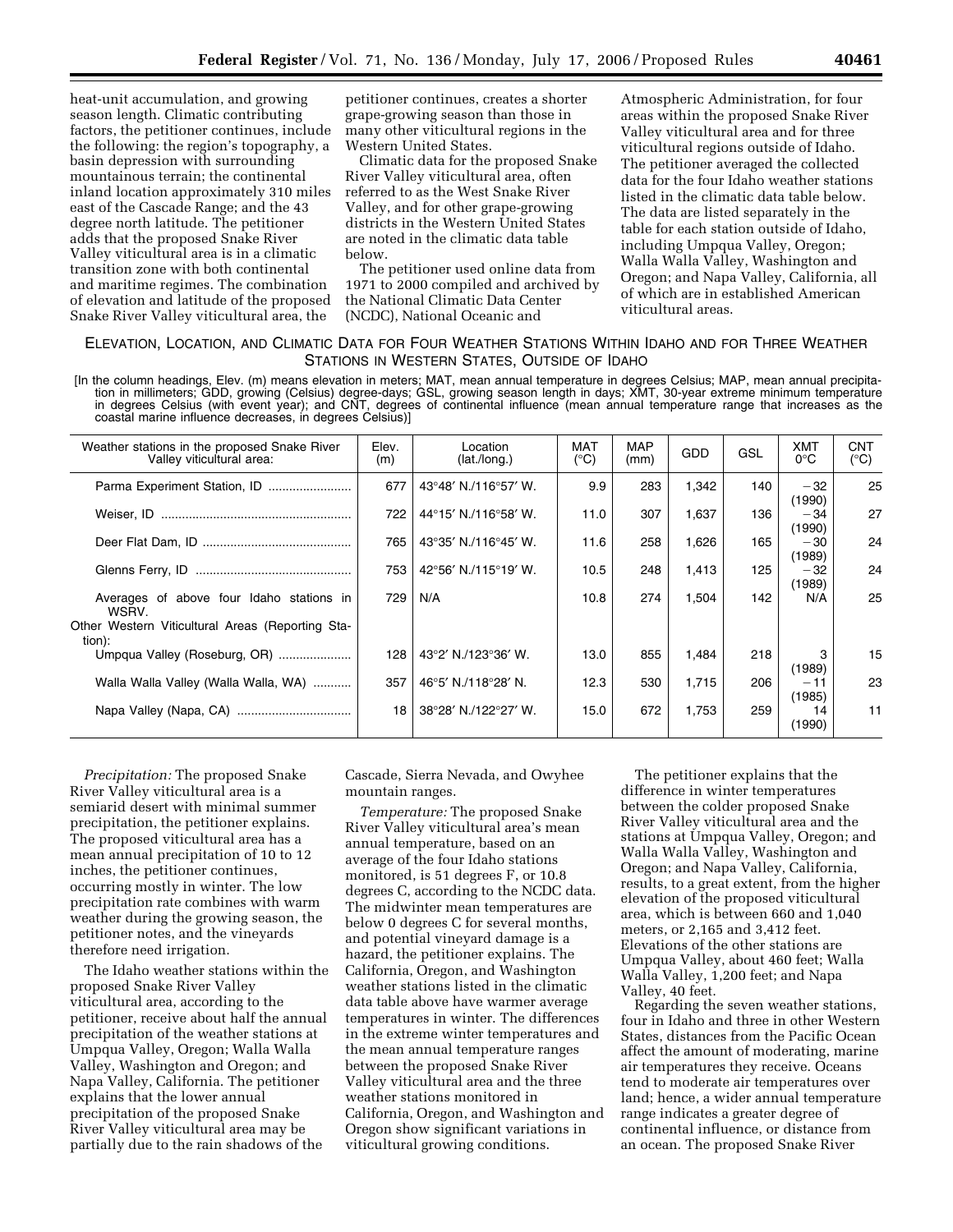heat-unit accumulation, and growing season length. Climatic contributing factors, the petitioner continues, include the following: the region's topography, a basin depression with surrounding mountainous terrain; the continental inland location approximately 310 miles east of the Cascade Range; and the 43 degree north latitude. The petitioner adds that the proposed Snake River Valley viticultural area is in a climatic transition zone with both continental and maritime regimes. The combination of elevation and latitude of the proposed Snake River Valley viticultural area, the petitioner continues, creates a shorter grape-growing season than those in many other viticultural regions in the Western United States.

Climatic data for the proposed Snake River Valley viticultural area, often referred to as the West Snake River Valley, and for other grape-growing districts in the Western United States are noted in the climatic data table below.

The petitioner used online data from 1971 to 2000 compiled and archived by the National Climatic Data Center (NCDC), National Oceanic and Atmospheric Administration, for four areas within the proposed Snake River Valley viticultural area and for three viticultural regions outside of Idaho. The petitioner averaged the collected data for the four Idaho weather stations listed in the climatic data table below. The data are listed separately in the table for each station outside of Idaho, including Umpqua Valley, Oregon; Walla Walla Valley, Washington and Oregon; and Napa Valley, California, all of which are in established American viticultural areas.

ELEVATION, LOCATION, AND CLIMATIC DATA FOR FOUR WEATHER STATIONS WITHIN IDAHO AND FOR THREE WEATHER STATIONS IN WESTERN STATES, OUTSIDE OF IDAHO

[In the column headings, Elev. (m) means elevation in meters; MAT, mean annual temperature in degrees Celsius; MAP, mean annual precipitation in millimeters; GDD, growing (Celsius) degree-days; GSL, growing season length in days; XMT, 30-year extreme minimum temperature in degrees Celsius (with event year); and CNT, degrees of continental influence (mean annual temperature range that increases as the coastal marine influence decreases, in degrees Celsius)]

| Weather stations in the proposed Snake River Valley viticultural area: | Elev. (m) | Location (lat./long.) | MAT (°C) | MAP (mm) | GDD | GSL | XMT 0°C | CNT (°C) |
|---|---|---|---|---|---|---|---|---|
| Parma Experiment Station, ID | 677 | 43°48′ N./116°57′ W. | 9.9 | 283 | 1,342 | 140 | −32 (1990) | 25 |
| Weiser, ID | 722 | 44°15′ N./116°58′ W. | 11.0 | 307 | 1,637 | 136 | −34 (1990) | 27 |
| Deer Flat Dam, ID | 765 | 43°35′ N./116°45′ W. | 11.6 | 258 | 1,626 | 165 | −30 (1989) | 24 |
| Glenns Ferry, ID | 753 | 42°56′ N./115°19′ W. | 10.5 | 248 | 1,413 | 125 | −32 (1989) | 24 |
| Averages of above four Idaho stations in WSRV. | 729 | N/A | 10.8 | 274 | 1,504 | 142 | N/A | 25 |
| Other Western Viticultural Areas (Reporting Station): | | | | | | | | |
| Umpqua Valley (Roseburg, OR) | 128 | 43°2′ N./123°36′ W. | 13.0 | 855 | 1,484 | 218 | 3 (1989) | 15 |
| Walla Walla Valley (Walla Walla, WA) | 357 | 46°5′ N./118°28′ N. | 12.3 | 530 | 1,715 | 206 | −11 (1985) | 23 |
| Napa Valley (Napa, CA) | 18 | 38°28′ N./122°27′ W. | 15.0 | 672 | 1,753 | 259 | 14 (1990) | 11 |

*Precipitation:* The proposed Snake River Valley viticultural area is a semiarid desert with minimal summer precipitation, the petitioner explains. The proposed viticultural area has a mean annual precipitation of 10 to 12 inches, the petitioner continues, occurring mostly in winter. The low precipitation rate combines with warm weather during the growing season, the petitioner notes, and the vineyards therefore need irrigation.

The Idaho weather stations within the proposed Snake River Valley viticultural area, according to the petitioner, receive about half the annual precipitation of the weather stations at Umpqua Valley, Oregon; Walla Walla Valley, Washington and Oregon; and Napa Valley, California. The petitioner explains that the lower annual precipitation of the proposed Snake River Valley viticultural area may be partially due to the rain shadows of the Cascade, Sierra Nevada, and Owyhee mountain ranges.

*Temperature:* The proposed Snake River Valley viticultural area's mean annual temperature, based on an average of the four Idaho stations monitored, is 51 degrees F, or 10.8 degrees C, according to the NCDC data. The midwinter mean temperatures are below 0 degrees C for several months, and potential vineyard damage is a hazard, the petitioner explains. The California, Oregon, and Washington weather stations listed in the climatic data table above have warmer average temperatures in winter. The differences in the extreme winter temperatures and the mean annual temperature ranges between the proposed Snake River Valley viticultural area and the three weather stations monitored in California, Oregon, and Washington and Oregon show significant variations in viticultural growing conditions.

The petitioner explains that the difference in winter temperatures between the colder proposed Snake River Valley viticultural area and the stations at Umpqua Valley, Oregon; and Walla Walla Valley, Washington and Oregon; and Napa Valley, California, results, to a great extent, from the higher elevation of the proposed viticultural area, which is between 660 and 1,040 meters, or 2,165 and 3,412 feet. Elevations of the other stations are Umpqua Valley, about 460 feet; Walla Walla Valley, 1,200 feet; and Napa Valley, 40 feet.

Regarding the seven weather stations, four in Idaho and three in other Western States, distances from the Pacific Ocean affect the amount of moderating, marine air temperatures they receive. Oceans tend to moderate air temperatures over land; hence, a wider annual temperature range indicates a greater degree of continental influence, or distance from an ocean. The proposed Snake River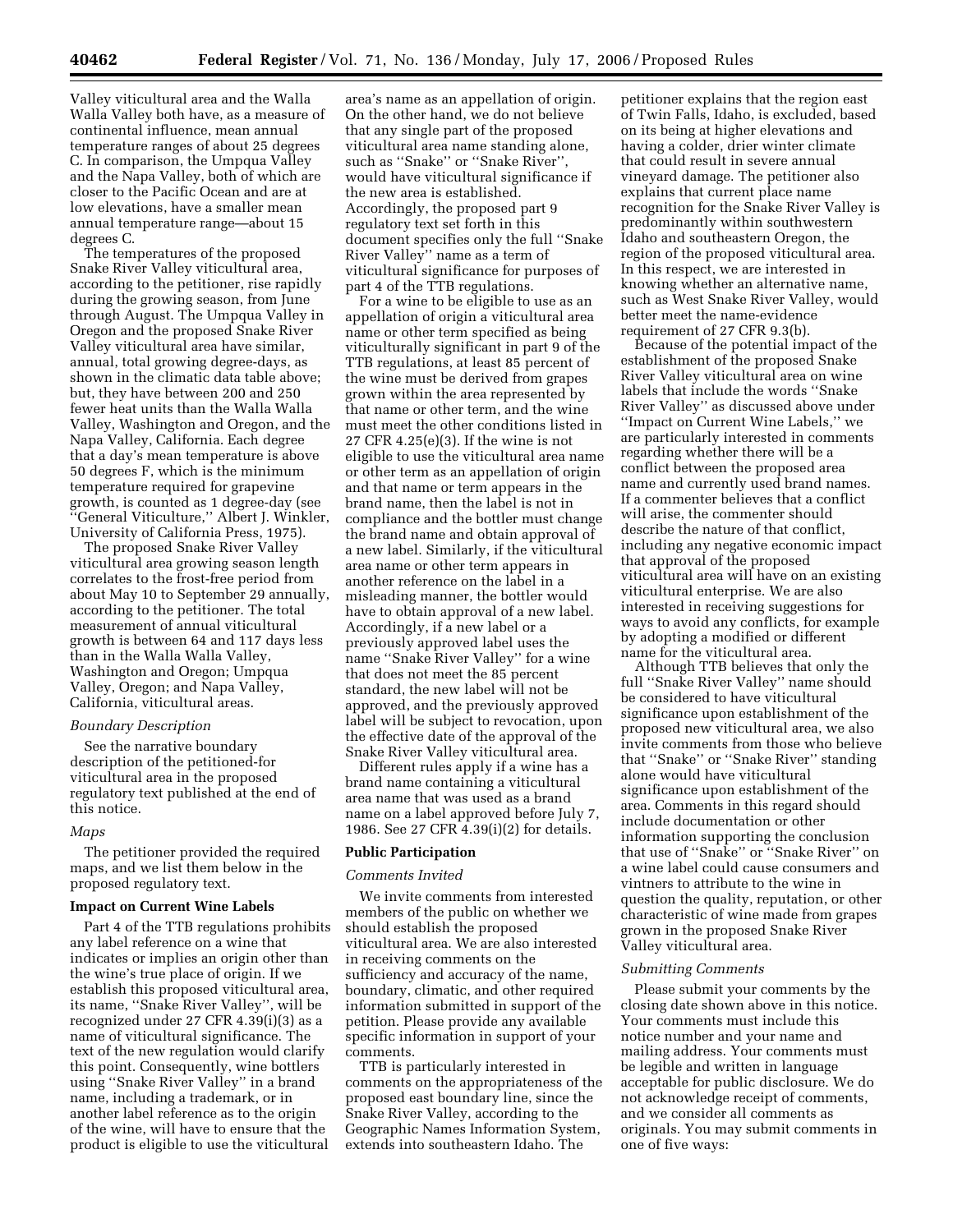Valley viticultural area and the Walla Walla Valley both have, as a measure of continental influence, mean annual temperature ranges of about 25 degrees C. In comparison, the Umpqua Valley and the Napa Valley, both of which are closer to the Pacific Ocean and are at low elevations, have a smaller mean annual temperature range—about 15 degrees C.

The temperatures of the proposed Snake River Valley viticultural area, according to the petitioner, rise rapidly during the growing season, from June through August. The Umpqua Valley in Oregon and the proposed Snake River Valley viticultural area have similar, annual, total growing degree-days, as shown in the climatic data table above; but, they have between 200 and 250 fewer heat units than the Walla Walla Valley, Washington and Oregon, and the Napa Valley, California. Each degree that a day's mean temperature is above 50 degrees F, which is the minimum temperature required for grapevine growth, is counted as 1 degree-day (see "General Viticulture," Albert J. Winkler, University of California Press, 1975).

The proposed Snake River Valley viticultural area growing season length correlates to the frost-free period from about May 10 to September 29 annually, according to the petitioner. The total measurement of annual viticultural growth is between 64 and 117 days less than in the Walla Walla Valley, Washington and Oregon; Umpqua Valley, Oregon; and Napa Valley, California, viticultural areas.

*Boundary Description*

See the narrative boundary description of the petitioned-for viticultural area in the proposed regulatory text published at the end of this notice.

*Maps*

The petitioner provided the required maps, and we list them below in the proposed regulatory text.

**Impact on Current Wine Labels**

Part 4 of the TTB regulations prohibits any label reference on a wine that indicates or implies an origin other than the wine's true place of origin. If we establish this proposed viticultural area, its name, "Snake River Valley", will be recognized under 27 CFR 4.39(i)(3) as a name of viticultural significance. The text of the new regulation would clarify this point. Consequently, wine bottlers using "Snake River Valley" in a brand name, including a trademark, or in another label reference as to the origin of the wine, will have to ensure that the product is eligible to use the viticultural area's name as an appellation of origin. On the other hand, we do not believe that any single part of the proposed viticultural area name standing alone, such as "Snake" or "Snake River", would have viticultural significance if the new area is established. Accordingly, the proposed part 9 regulatory text set forth in this document specifies only the full "Snake River Valley" name as a term of viticultural significance for purposes of part 4 of the TTB regulations.

For a wine to be eligible to use as an appellation of origin a viticultural area name or other term specified as being viticulturally significant in part 9 of the TTB regulations, at least 85 percent of the wine must be derived from grapes grown within the area represented by that name or other term, and the wine must meet the other conditions listed in 27 CFR 4.25(e)(3). If the wine is not eligible to use the viticultural area name or other term as an appellation of origin and that name or term appears in the brand name, then the label is not in compliance and the bottler must change the brand name and obtain approval of a new label. Similarly, if the viticultural area name or other term appears in another reference on the label in a misleading manner, the bottler would have to obtain approval of a new label. Accordingly, if a new label or a previously approved label uses the name "Snake River Valley" for a wine that does not meet the 85 percent standard, the new label will not be approved, and the previously approved label will be subject to revocation, upon the effective date of the approval of the Snake River Valley viticultural area.

Different rules apply if a wine has a brand name containing a viticultural area name that was used as a brand name on a label approved before July 7, 1986. See 27 CFR 4.39(i)(2) for details.

**Public Participation**

*Comments Invited*

We invite comments from interested members of the public on whether we should establish the proposed viticultural area. We are also interested in receiving comments on the sufficiency and accuracy of the name, boundary, climatic, and other required information submitted in support of the petition. Please provide any available specific information in support of your comments.

TTB is particularly interested in comments on the appropriateness of the proposed east boundary line, since the Snake River Valley, according to the Geographic Names Information System, extends into southeastern Idaho. The petitioner explains that the region east of Twin Falls, Idaho, is excluded, based on its being at higher elevations and having a colder, drier winter climate that could result in severe annual vineyard damage. The petitioner also explains that current place name recognition for the Snake River Valley is predominantly within southwestern Idaho and southeastern Oregon, the region of the proposed viticultural area. In this respect, we are interested in knowing whether an alternative name, such as West Snake River Valley, would better meet the name-evidence requirement of 27 CFR 9.3(b).

Because of the potential impact of the establishment of the proposed Snake River Valley viticultural area on wine labels that include the words "Snake River Valley" as discussed above under "Impact on Current Wine Labels," we are particularly interested in comments regarding whether there will be a conflict between the proposed area name and currently used brand names. If a commenter believes that a conflict will arise, the commenter should describe the nature of that conflict, including any negative economic impact that approval of the proposed viticultural area will have on an existing viticultural enterprise. We are also interested in receiving suggestions for ways to avoid any conflicts, for example by adopting a modified or different name for the viticultural area.

Although TTB believes that only the full "Snake River Valley" name should be considered to have viticultural significance upon establishment of the proposed new viticultural area, we also invite comments from those who believe that "Snake" or "Snake River" standing alone would have viticultural significance upon establishment of the area. Comments in this regard should include documentation or other information supporting the conclusion that use of "Snake" or "Snake River" on a wine label could cause consumers and vintners to attribute to the wine in question the quality, reputation, or other characteristic of wine made from grapes grown in the proposed Snake River Valley viticultural area.

*Submitting Comments*

Please submit your comments by the closing date shown above in this notice. Your comments must include this notice number and your name and mailing address. Your comments must be legible and written in language acceptable for public disclosure. We do not acknowledge receipt of comments, and we consider all comments as originals. You may submit comments in one of five ways: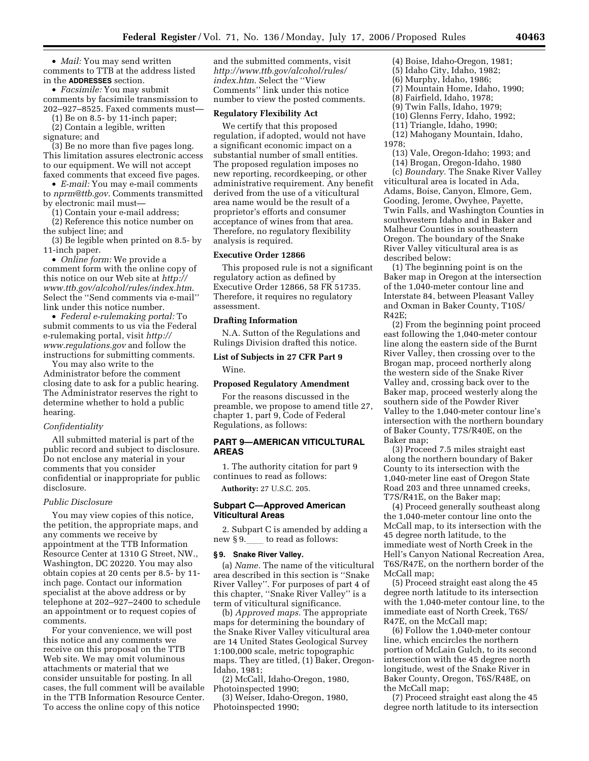• *Mail:* You may send written comments to TTB at the address listed in the **ADDRESSES** section.

• *Facsimile:* You may submit comments by facsimile transmission to 202–927–8525. Faxed comments must—

(1) Be on 8.5- by 11-inch paper;

(2) Contain a legible, written signature; and

(3) Be no more than five pages long. This limitation assures electronic access to our equipment. We will not accept faxed comments that exceed five pages.

• *E-mail:* You may e-mail comments to *nprm@ttb.gov*. Comments transmitted by electronic mail must—

(1) Contain your e-mail address;

(2) Reference this notice number on the subject line; and

(3) Be legible when printed on 8.5- by 11-inch paper.

• *Online form:* We provide a comment form with the online copy of this notice on our Web site at *http://www.ttb.gov/alcohol/rules/index.htm*. Select the ''Send comments via e-mail'' link under this notice number.

• *Federal e-rulemaking portal:* To submit comments to us via the Federal e-rulemaking portal, visit *http://www.regulations.gov* and follow the instructions for submitting comments.

You may also write to the Administrator before the comment closing date to ask for a public hearing. The Administrator reserves the right to determine whether to hold a public hearing.

*Confidentiality*

All submitted material is part of the public record and subject to disclosure. Do not enclose any material in your comments that you consider confidential or inappropriate for public disclosure.

*Public Disclosure*

You may view copies of this notice, the petition, the appropriate maps, and any comments we receive by appointment at the TTB Information Resource Center at 1310 G Street, NW., Washington, DC 20220. You may also obtain copies at 20 cents per 8.5- by 11-inch page. Contact our information specialist at the above address or by telephone at 202–927–2400 to schedule an appointment or to request copies of comments.

For your convenience, we will post this notice and any comments we receive on this proposal on the TTB Web site. We may omit voluminous attachments or material that we consider unsuitable for posting. In all cases, the full comment will be available in the TTB Information Resource Center. To access the online copy of this notice and the submitted comments, visit *http://www.ttb.gov/alcohol/rules/index.htm*. Select the ''View Comments'' link under this notice number to view the posted comments.

**Regulatory Flexibility Act**

We certify that this proposed regulation, if adopted, would not have a significant economic impact on a substantial number of small entities. The proposed regulation imposes no new reporting, recordkeeping, or other administrative requirement. Any benefit derived from the use of a viticultural area name would be the result of a proprietor's efforts and consumer acceptance of wines from that area. Therefore, no regulatory flexibility analysis is required.

**Executive Order 12866**

This proposed rule is not a significant regulatory action as defined by Executive Order 12866, 58 FR 51735. Therefore, it requires no regulatory assessment.

**Drafting Information**

N.A. Sutton of the Regulations and Rulings Division drafted this notice.

**List of Subjects in 27 CFR Part 9**

Wine.

**Proposed Regulatory Amendment**

For the reasons discussed in the preamble, we propose to amend title 27, chapter 1, part 9, Code of Federal Regulations, as follows:

**PART 9—AMERICAN VITICULTURAL AREAS**

1. The authority citation for part 9 continues to read as follows:

**Authority:** 27 U.S.C. 205.

**Subpart C—Approved American Viticultural Areas**

2. Subpart C is amended by adding a new § 9.___ to read as follows:

**§ 9. Snake River Valley.**

(a) *Name.* The name of the viticultural area described in this section is ''Snake River Valley''. For purposes of part 4 of this chapter, ''Snake River Valley'' is a term of viticultural significance.

(b) *Approved maps.* The appropriate maps for determining the boundary of the Snake River Valley viticultural area are 14 United States Geological Survey 1:100,000 scale, metric topographic maps. They are titled, (1) Baker, Oregon-Idaho, 1981;

(2) McCall, Idaho-Oregon, 1980, Photoinspected 1990;

(3) Weiser, Idaho-Oregon, 1980, Photoinspected 1990;

(4) Boise, Idaho-Oregon, 1981;

(5) Idaho City, Idaho, 1982;

(6) Murphy, Idaho, 1986;

(7) Mountain Home, Idaho, 1990;

(8) Fairfield, Idaho, 1978;

(9) Twin Falls, Idaho, 1979;

(10) Glenns Ferry, Idaho, 1992;

(11) Triangle, Idaho, 1990;

(12) Mahogany Mountain, Idaho, 1978;

(13) Vale, Oregon-Idaho; 1993; and

(14) Brogan, Oregon-Idaho, 1980

(c) *Boundary.* The Snake River Valley viticultural area is located in Ada, Adams, Boise, Canyon, Elmore, Gem, Gooding, Jerome, Owyhee, Payette, Twin Falls, and Washington Counties in southwestern Idaho and in Baker and Malheur Counties in southeastern Oregon. The boundary of the Snake River Valley viticultural area is as described below:

(1) The beginning point is on the Baker map in Oregon at the intersection of the 1,040-meter contour line and Interstate 84, between Pleasant Valley and Oxman in Baker County, T10S/R42E;

(2) From the beginning point proceed east following the 1,040-meter contour line along the eastern side of the Burnt River Valley, then crossing over to the Brogan map, proceed northerly along the western side of the Snake River Valley and, crossing back over to the Baker map, proceed westerly along the southern side of the Powder River Valley to the 1,040-meter contour line's intersection with the northern boundary of Baker County, T7S/R40E, on the Baker map;

(3) Proceed 7.5 miles straight east along the northern boundary of Baker County to its intersection with the 1,040-meter line east of Oregon State Road 203 and three unnamed creeks, T7S/R41E, on the Baker map;

(4) Proceed generally southeast along the 1,040-meter contour line onto the McCall map, to its intersection with the 45 degree north latitude, to the immediate west of North Creek in the Hell's Canyon National Recreation Area, T6S/R47E, on the northern border of the McCall map;

(5) Proceed straight east along the 45 degree north latitude to its intersection with the 1,040-meter contour line, to the immediate east of North Creek, T6S/R47E, on the McCall map;

(6) Follow the 1,040-meter contour line, which encircles the northern portion of McLain Gulch, to its second intersection with the 45 degree north longitude, west of the Snake River in Baker County, Oregon, T6S/R48E, on the McCall map;

(7) Proceed straight east along the 45 degree north latitude to its intersection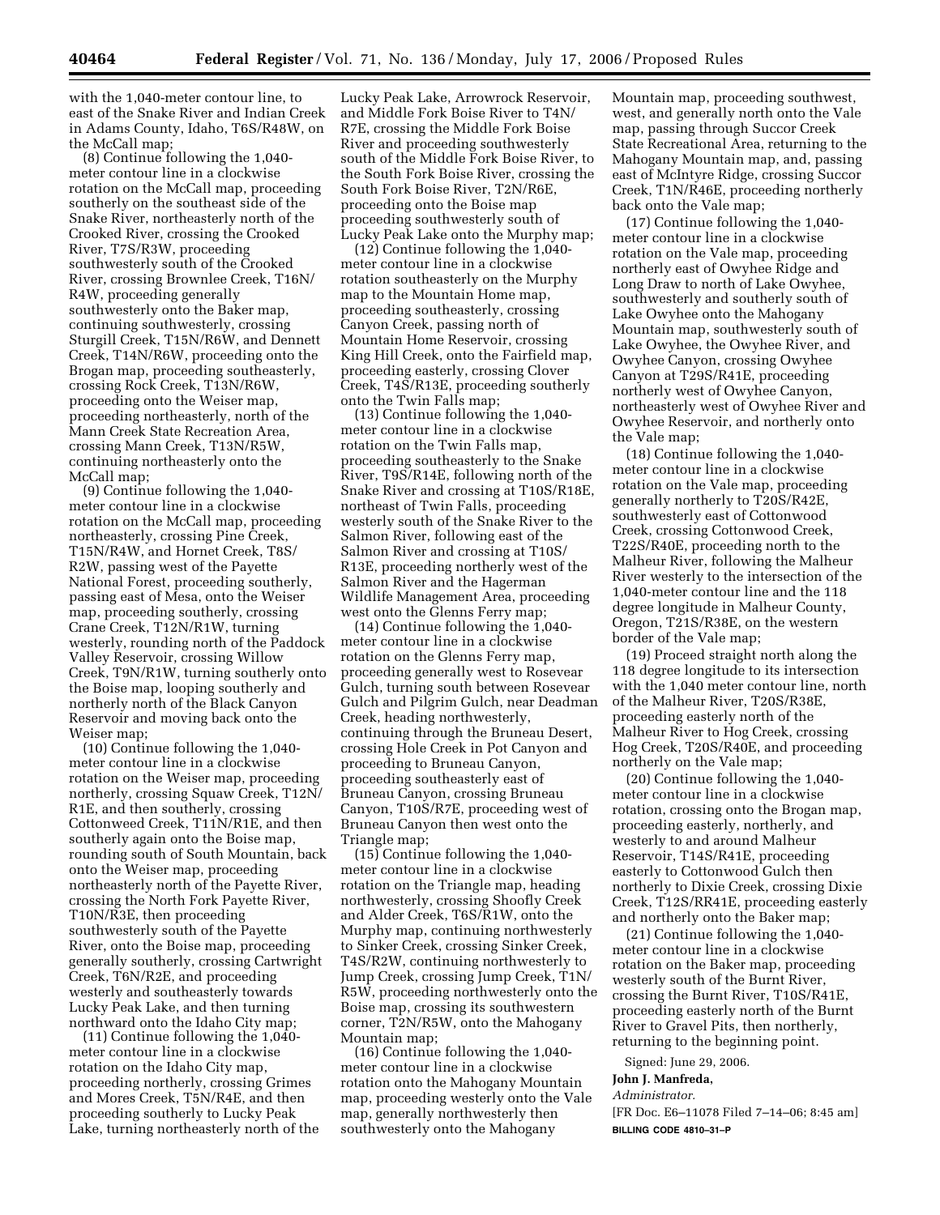with the 1,040-meter contour line, to east of the Snake River and Indian Creek in Adams County, Idaho, T6S/R48W, on the McCall map;

(8) Continue following the 1,040-meter contour line in a clockwise rotation on the McCall map, proceeding southerly on the southeast side of the Snake River, northeasterly north of the Crooked River, crossing the Crooked River, T7S/R3W, proceeding southwesterly south of the Crooked River, crossing Brownlee Creek, T16N/R4W, proceeding generally southwesterly onto the Baker map, continuing southwesterly, crossing Sturgill Creek, T15N/R6W, and Dennett Creek, T14N/R6W, proceeding onto the Brogan map, proceeding southeasterly, crossing Rock Creek, T13N/R6W, proceeding onto the Weiser map, proceeding northeasterly, north of the Mann Creek State Recreation Area, crossing Mann Creek, T13N/R5W, continuing northeasterly onto the McCall map;

(9) Continue following the 1,040-meter contour line in a clockwise rotation on the McCall map, proceeding northeasterly, crossing Pine Creek, T15N/R4W, and Hornet Creek, T8S/R2W, passing west of the Payette National Forest, proceeding southerly, passing east of Mesa, onto the Weiser map, proceeding southerly, crossing Crane Creek, T12N/R1W, turning westerly, rounding north of the Paddock Valley Reservoir, crossing Willow Creek, T9N/R1W, turning southerly onto the Boise map, looping southerly and northerly north of the Black Canyon Reservoir and moving back onto the Weiser map;

(10) Continue following the 1,040-meter contour line in a clockwise rotation on the Weiser map, proceeding northerly, crossing Squaw Creek, T12N/R1E, and then southerly, crossing Cottonweed Creek, T11N/R1E, and then southerly again onto the Boise map, rounding south of South Mountain, back onto the Weiser map, proceeding northeasterly north of the Payette River, crossing the North Fork Payette River, T10N/R3E, then proceeding southwesterly south of the Payette River, onto the Boise map, proceeding generally southerly, crossing Cartwright Creek, T6N/R2E, and proceeding westerly and southeasterly towards Lucky Peak Lake, and then turning northward onto the Idaho City map;

(11) Continue following the 1,040-meter contour line in a clockwise rotation on the Idaho City map, proceeding northerly, crossing Grimes and Mores Creek, T5N/R4E, and then proceeding southerly to Lucky Peak Lake, turning northeasterly north of the Lucky Peak Lake, Arrowrock Reservoir, and Middle Fork Boise River to T4N/R7E, crossing the Middle Fork Boise River and proceeding southwesterly south of the Middle Fork Boise River, to the South Fork Boise River, crossing the South Fork Boise River, T2N/R6E, proceeding onto the Boise map proceeding southwesterly south of Lucky Peak Lake onto the Murphy map;

(12) Continue following the 1,040-meter contour line in a clockwise rotation southeasterly on the Murphy map to the Mountain Home map, proceeding southeasterly, crossing Canyon Creek, passing north of Mountain Home Reservoir, crossing King Hill Creek, onto the Fairfield map, proceeding easterly, crossing Clover Creek, T4S/R13E, proceeding southerly onto the Twin Falls map;

(13) Continue following the 1,040-meter contour line in a clockwise rotation on the Twin Falls map, proceeding southeasterly to the Snake River, T9S/R14E, following north of the Snake River and crossing at T10S/R18E, northeast of Twin Falls, proceeding westerly south of the Snake River to the Salmon River, following east of the Salmon River and crossing at T10S/R13E, proceeding northerly west of the Salmon River and the Hagerman Wildlife Management Area, proceeding west onto the Glenns Ferry map;

(14) Continue following the 1,040-meter contour line in a clockwise rotation on the Glenns Ferry map, proceeding generally west to Rosevear Gulch, turning south between Rosevear Gulch and Pilgrim Gulch, near Deadman Creek, heading northwesterly, continuing through the Bruneau Desert, crossing Hole Creek in Pot Canyon and proceeding to Bruneau Canyon, proceeding southeasterly east of Bruneau Canyon, crossing Bruneau Canyon, T10S/R7E, proceeding west of Bruneau Canyon then west onto the Triangle map;

(15) Continue following the 1,040-meter contour line in a clockwise rotation on the Triangle map, heading northwesterly, crossing Shoofly Creek and Alder Creek, T6S/R1W, onto the Murphy map, continuing northwesterly to Sinker Creek, crossing Sinker Creek, T4S/R2W, continuing northwesterly to Jump Creek, crossing Jump Creek, T1N/R5W, proceeding northwesterly onto the Boise map, crossing its southwestern corner, T2N/R5W, onto the Mahogany Mountain map;

(16) Continue following the 1,040-meter contour line in a clockwise rotation onto the Mahogany Mountain map, proceeding westerly onto the Vale map, generally northwesterly then southwesterly onto the Mahogany Mountain map, proceeding southwest, west, and generally north onto the Vale map, passing through Succor Creek State Recreational Area, returning to the Mahogany Mountain map, and, passing east of McIntyre Ridge, crossing Succor Creek, T1N/R46E, proceeding northerly back onto the Vale map;

(17) Continue following the 1,040-meter contour line in a clockwise rotation on the Vale map, proceeding northerly east of Owyhee Ridge and Long Draw to north of Lake Owyhee, southwesterly and southerly south of Lake Owyhee onto the Mahogany Mountain map, southwesterly south of Lake Owyhee, the Owyhee River, and Owyhee Canyon, crossing Owyhee Canyon at T29S/R41E, proceeding northerly west of Owyhee Canyon, northeasterly west of Owyhee River and Owyhee Reservoir, and northerly onto the Vale map;

(18) Continue following the 1,040-meter contour line in a clockwise rotation on the Vale map, proceeding generally northerly to T20S/R42E, southwesterly east of Cottonwood Creek, crossing Cottonwood Creek, T22S/R40E, proceeding north to the Malheur River, following the Malheur River westerly to the intersection of the 1,040-meter contour line and the 118 degree longitude in Malheur County, Oregon, T21S/R38E, on the western border of the Vale map;

(19) Proceed straight north along the 118 degree longitude to its intersection with the 1,040 meter contour line, north of the Malheur River, T20S/R38E, proceeding easterly north of the Malheur River to Hog Creek, crossing Hog Creek, T20S/R40E, and proceeding northerly on the Vale map;

(20) Continue following the 1,040-meter contour line in a clockwise rotation, crossing onto the Brogan map, proceeding easterly, northerly, and westerly to and around Malheur Reservoir, T14S/R41E, proceeding easterly to Cottonwood Gulch then northerly to Dixie Creek, crossing Dixie Creek, T12S/RR41E, proceeding easterly and northerly onto the Baker map;

(21) Continue following the 1,040-meter contour line in a clockwise rotation on the Baker map, proceeding westerly south of the Burnt River, crossing the Burnt River, T10S/R41E, proceeding easterly north of the Burnt River to Gravel Pits, then northerly, returning to the beginning point.

Signed: June 29, 2006.

**John J. Manfreda,**

*Administrator.*

[FR Doc. E6–11078 Filed 7–14–06; 8:45 am]

**BILLING CODE 4810–31–P**